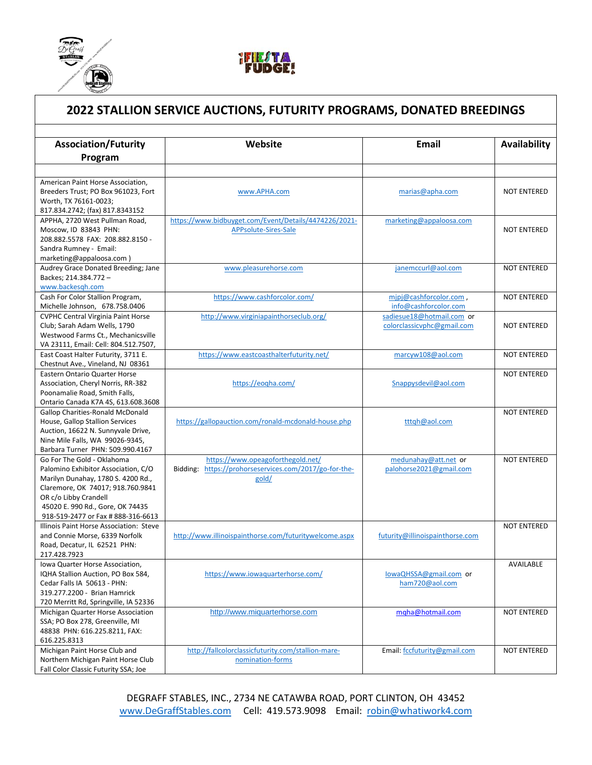# 2022 STALLION SERVICE AUCTIONS, FUTURITY PROGRAMS, DONATED BREEDINGS

| Association/Futurity Program | Website | Email | Availability |
|---|---|---|---|
| | | | |
| American Paint Horse Association, Breeders Trust; PO Box 961023, Fort Worth, TX 76161-0023; 817.834.2742; (fax) 817.8343152 | www.APHA.com | marias@apha.com | NOT ENTERED |
| APPHA, 2720 West Pullman Road, Moscow, ID 83843 PHN: 208.882.5578 FAX: 208.882.8150 - Sandra Rumney - Email: marketing@appaloosa.com ) | https://www.bidbuyget.com/Event/Details/4474226/2021-APPsolute-Sires-Sale | marketing@appaloosa.com | NOT ENTERED |
| Audrey Grace Donated Breeding; Jane Backes; 214.384.772 – www.backesqh.com | www.pleasurehorse.com | janemccurl@aol.com | NOT ENTERED |
| Cash For Color Stallion Program, Michelle Johnson, 678.758.0406 | https://www.cashforcolor.com/ | mjpj@cashforcolor.com , info@cashforcolor.com | NOT ENTERED |
| CVPHC Central Virginia Paint Horse Club; Sarah Adam Wells, 1790 Westwood Farms Ct., Mechanicsville VA 23111, Email: Cell: 804.512.7507, | http://www.virginiapainthorseclub.org/ | sadiesue18@hotmail.com or colorclassicvphc@gmail.com | NOT ENTERED |
| East Coast Halter Futurity, 3711 E. Chestnut Ave., Vineland, NJ 08361 | https://www.eastcoasthalterfuturity.net/ | marcyw108@aol.com | NOT ENTERED |
| Eastern Ontario Quarter Horse Association, Cheryl Norris, RR-382 Poonamalie Road, Smith Falls, Ontario Canada K7A 4S, 613.608.3608 | https://eoqha.com/ | Snappysdevil@aol.com | NOT ENTERED |
| Gallop Charities-Ronald McDonald House, Gallop Stallion Services Auction, 16622 N. Sunnyvale Drive, Nine Mile Falls, WA 99026-9345, Barbara Turner PHN: 509.990.4167 | https://gallopauction.com/ronald-mcdonald-house.php | tttqh@aol.com | NOT ENTERED |
| Go For The Gold - Oklahoma Palomino Exhibitor Association, C/O Marilyn Dunahay, 1780 S. 4200 Rd., Claremore, OK 74017; 918.760.9841 OR c/o Libby Crandell 45020 E. 990 Rd., Gore, OK 74435 918-519-2477 or Fax # 888-316-6613 | https://www.opeagoforthegold.net/ Bidding: https://prohorseservices.com/2017/go-for-the-gold/ | medunahay@att.net or palohorse2021@gmail.com | NOT ENTERED |
| Illinois Paint Horse Association: Steve and Connie Morse, 6339 Norfolk Road, Decatur, IL 62521 PHN: 217.428.7923 | http://www.illinoispainthorse.com/futuritywelcome.aspx | futurity@illinoispainthorse.com | NOT ENTERED |
| Iowa Quarter Horse Association, IQHA Stallion Auction, PO Box 584, Cedar Falls IA 50613 - PHN: 319.277.2200 - Brian Hamrick 720 Merritt Rd, Springville, IA 52336 | https://www.iowaquarterhorse.com/ | IowaQHSSA@gmail.com or ham720@aol.com | AVAILABLE |
| Michigan Quarter Horse Association SSA; PO Box 278, Greenville, MI 48838 PHN: 616.225.8211, FAX: 616.225.8313 | http://www.miquarterhorse.com | mqha@hotmail.com | NOT ENTERED |
| Michigan Paint Horse Club and Northern Michigan Paint Horse Club Fall Color Classic Futurity SSA; Joe | http://fallcolorclassicfuturity.com/stallion-mare-nomination-forms | Email: fccfuturity@gmail.com | NOT ENTERED |

DEGRAFF STABLES, INC., 2734 NE CATAWBA ROAD, PORT CLINTON, OH 43452
www.DeGraffStables.com Cell: 419.573.9098 Email: robin@whatiwork4.com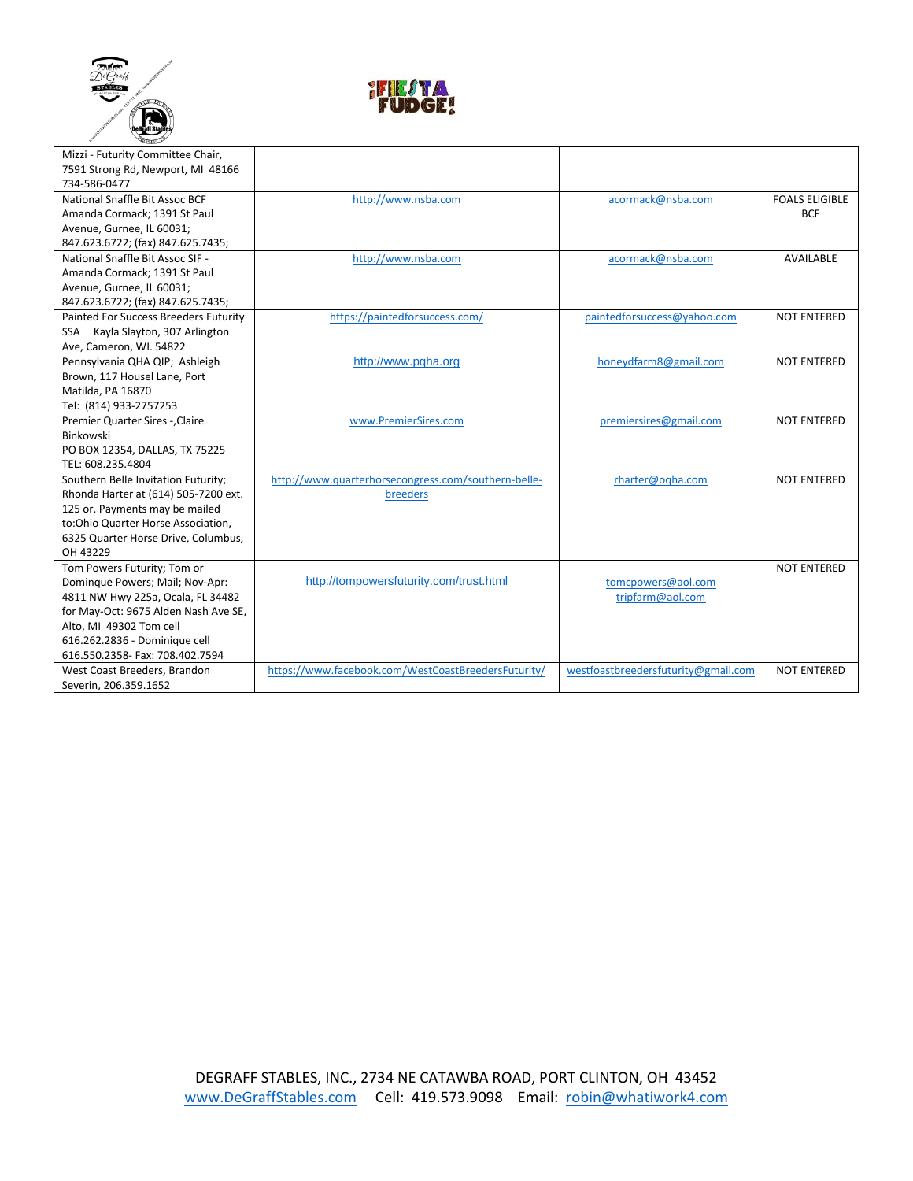| | | | |
|---|---|---|---|
| Mizzi - Futurity Committee Chair, 7591 Strong Rd, Newport, MI 48166 734-586-0477 | | | |
| National Snaffle Bit Assoc BCF Amanda Cormack; 1391 St Paul Avenue, Gurnee, IL 60031; 847.623.6722; (fax) 847.625.7435; | http://www.nsba.com | acormack@nsba.com | FOALS ELIGIBLE BCF |
| National Snaffle Bit Assoc SIF - Amanda Cormack; 1391 St Paul Avenue, Gurnee, IL 60031; 847.623.6722; (fax) 847.625.7435; | http://www.nsba.com | acormack@nsba.com | AVAILABLE |
| Painted For Success Breeders Futurity SSA Kayla Slayton, 307 Arlington Ave, Cameron, WI. 54822 | https://paintedforsuccess.com/ | paintedforsuccess@yahoo.com | NOT ENTERED |
| Pennsylvania QHA QIP; Ashleigh Brown, 117 Housel Lane, Port Matilda, PA 16870 Tel: (814) 933-2757253 | http://www.pqha.org | honeydfarm8@gmail.com | NOT ENTERED |
| Premier Quarter Sires -,Claire Binkowski PO BOX 12354, DALLAS, TX 75225 TEL: 608.235.4804 | www.PremierSires.com | premiersires@gmail.com | NOT ENTERED |
| Southern Belle Invitation Futurity; Rhonda Harter at (614) 505-7200 ext. 125 or. Payments may be mailed to:Ohio Quarter Horse Association, 6325 Quarter Horse Drive, Columbus, OH 43229 | http://www.quarterhorsecongress.com/southern-belle-breeders | rharter@oqha.com | NOT ENTERED |
| Tom Powers Futurity; Tom or Dominque Powers; Mail; Nov-Apr: 4811 NW Hwy 225a, Ocala, FL 34482 for May-Oct: 9675 Alden Nash Ave SE, Alto, MI 49302 Tom cell 616.262.2836 - Dominique cell 616.550.2358- Fax: 708.402.7594 | http://tompowersfuturity.com/trust.html | tomcpowers@aol.com tripfarm@aol.com | NOT ENTERED |
| West Coast Breeders, Brandon Severin, 206.359.1652 | https://www.facebook.com/WestCoastBreedersFuturity/ | westfoastbreedersfuturity@gmail.com | NOT ENTERED |

DEGRAFF STABLES, INC., 2734 NE CATAWBA ROAD, PORT CLINTON, OH 43452
www.DeGraffStables.com Cell: 419.573.9098 Email: robin@whatiwork4.com